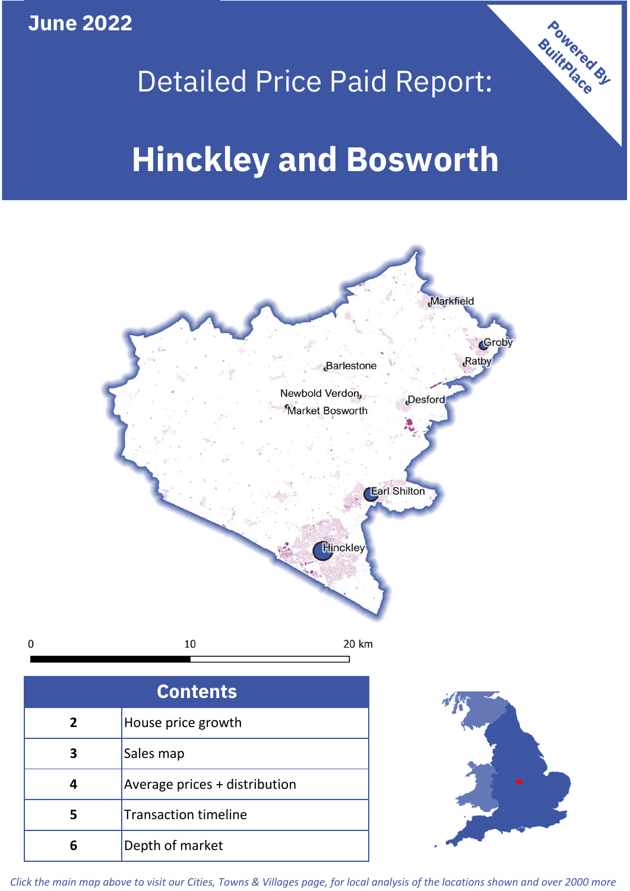June 2022

# Detailed Price Paid Report:

# Hinckley and Bosworth

Powered By BuiltPlace

| Contents | |
|---|---|
| 2 | House price growth |
| 3 | Sales map |
| 4 | Average prices + distribution |
| 5 | Transaction timeline |
| 6 | Depth of market |

*Click the main map above to visit our Cities, Towns & Villages page, for local analysis of the locations shown and over 2000 more*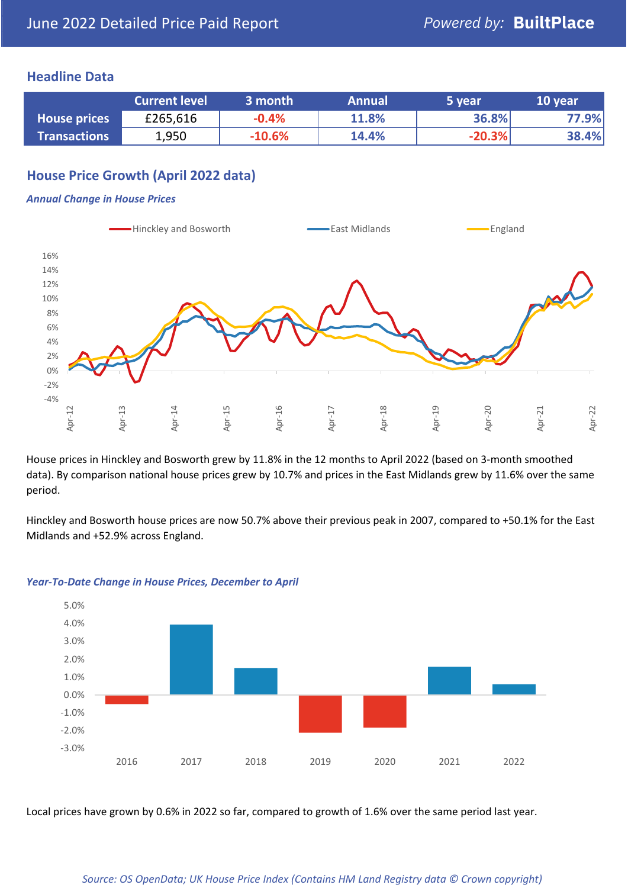# June 2022 Detailed Price Paid Report

Powered by: **BuiltPlace**

## Headline Data

| | Current level | 3 month | Annual | 5 year | 10 year |
|---|---|---|---|---|---|
| **House prices** | £265,616 | -0.4% | 11.8% | 36.8% | 77.9% |
| **Transactions** | 1,950 | -10.6% | 14.4% | -20.3% | 38.4% |

## House Price Growth (April 2022 data)

### *Annual Change in House Prices*

House prices in Hinckley and Bosworth grew by 11.8% in the 12 months to April 2022 (based on 3-month smoothed data). By comparison national house prices grew by 10.7% and prices in the East Midlands grew by 11.6% over the same period.

Hinckley and Bosworth house prices are now 50.7% above their previous peak in 2007, compared to +50.1% for the East Midlands and +52.9% across England.

### *Year-To-Date Change in House Prices, December to April*

Local prices have grown by 0.6% in 2022 so far, compared to growth of 1.6% over the same period last year.

*Source: OS OpenData; UK House Price Index (Contains HM Land Registry data © Crown copyright)*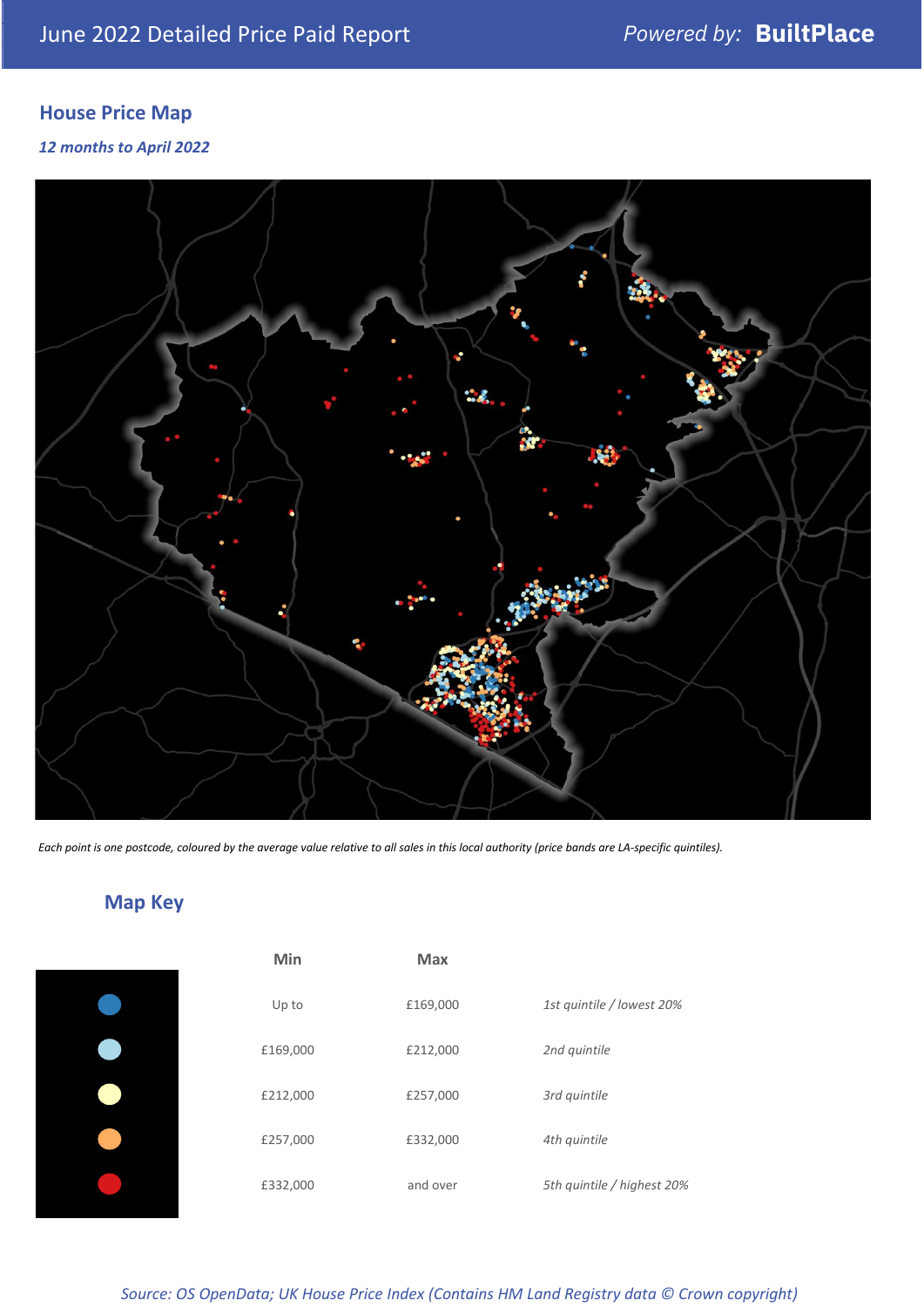## House Price Map

*12 months to April 2022*

*Each point is one postcode, coloured by the average value relative to all sales in this local authority (price bands are LA-specific quintiles).*

## Map Key

| | Min | Max | |
|---|---|---|---|
| | Up to | £169,000 | *1st quintile / lowest 20%* |
| | £169,000 | £212,000 | *2nd quintile* |
| | £212,000 | £257,000 | *3rd quintile* |
| | £257,000 | £332,000 | *4th quintile* |
| | £332,000 | and over | *5th quintile / highest 20%* |

*Source: OS OpenData; UK House Price Index (Contains HM Land Registry data © Crown copyright)*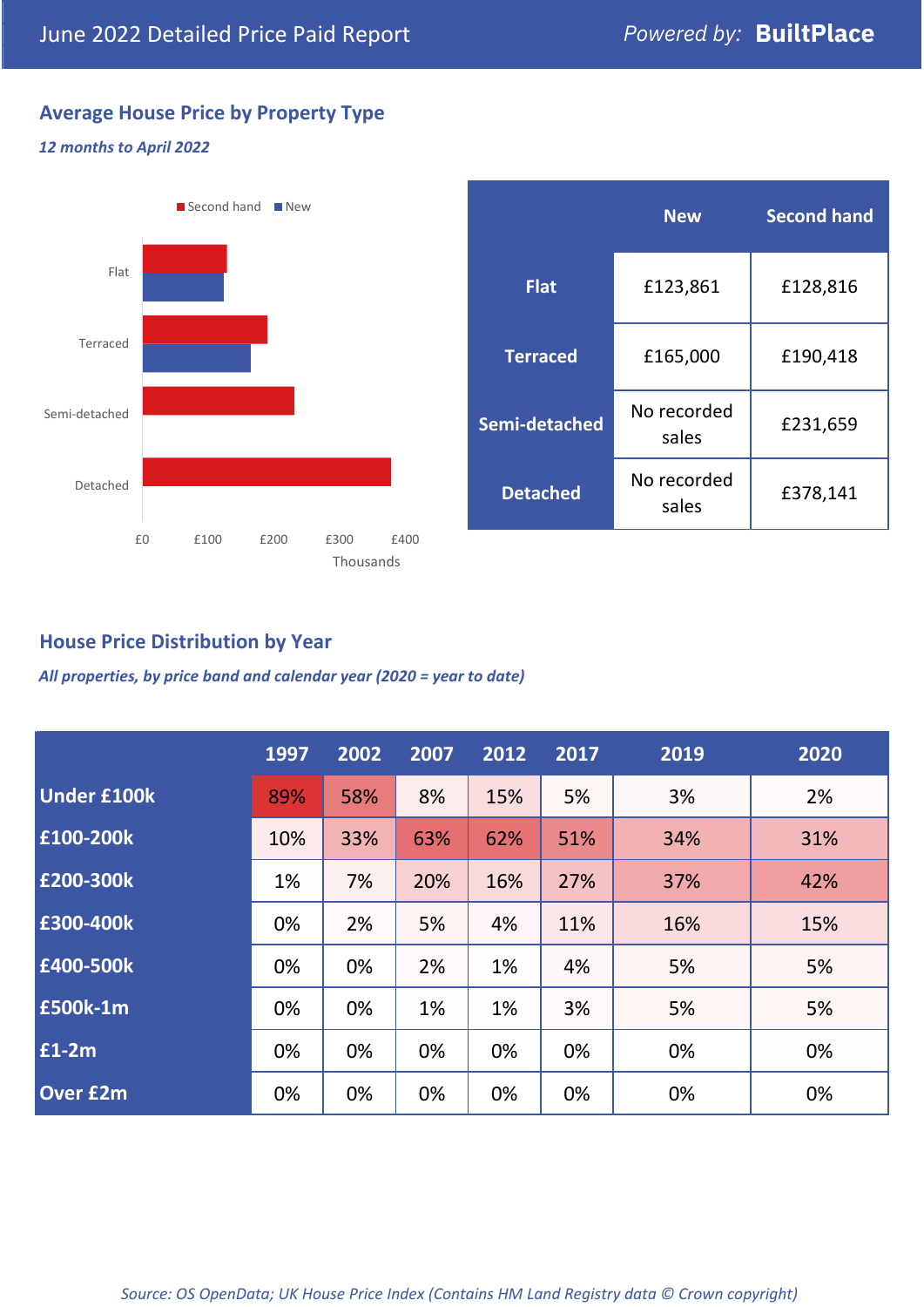June 2022 Detailed Price Paid Report

Powered by: **BuiltPlace**

## Average House Price by Property Type

*12 months to April 2022*

Second hand | New

Flat

Terraced

Semi-detached

Detached

£0 £100 £200 £300 £400

Thousands

| | New | Second hand |
|---|---|---|
| **Flat** | £123,861 | £128,816 |
| **Terraced** | £165,000 | £190,418 |
| **Semi-detached** | No recorded sales | £231,659 |
| **Detached** | No recorded sales | £378,141 |

## House Price Distribution by Year

*All properties, by price band and calendar year (2020 = year to date)*

| | 1997 | 2002 | 2007 | 2012 | 2017 | 2019 | 2020 |
|---|---|---|---|---|---|---|---|
| **Under £100k** | 89% | 58% | 8% | 15% | 5% | 3% | 2% |
| **£100-200k** | 10% | 33% | 63% | 62% | 51% | 34% | 31% |
| **£200-300k** | 1% | 7% | 20% | 16% | 27% | 37% | 42% |
| **£300-400k** | 0% | 2% | 5% | 4% | 11% | 16% | 15% |
| **£400-500k** | 0% | 0% | 2% | 1% | 4% | 5% | 5% |
| **£500k-1m** | 0% | 0% | 1% | 1% | 3% | 5% | 5% |
| **£1-2m** | 0% | 0% | 0% | 0% | 0% | 0% | 0% |
| **Over £2m** | 0% | 0% | 0% | 0% | 0% | 0% | 0% |

*Source: OS OpenData; UK House Price Index (Contains HM Land Registry data © Crown copyright)*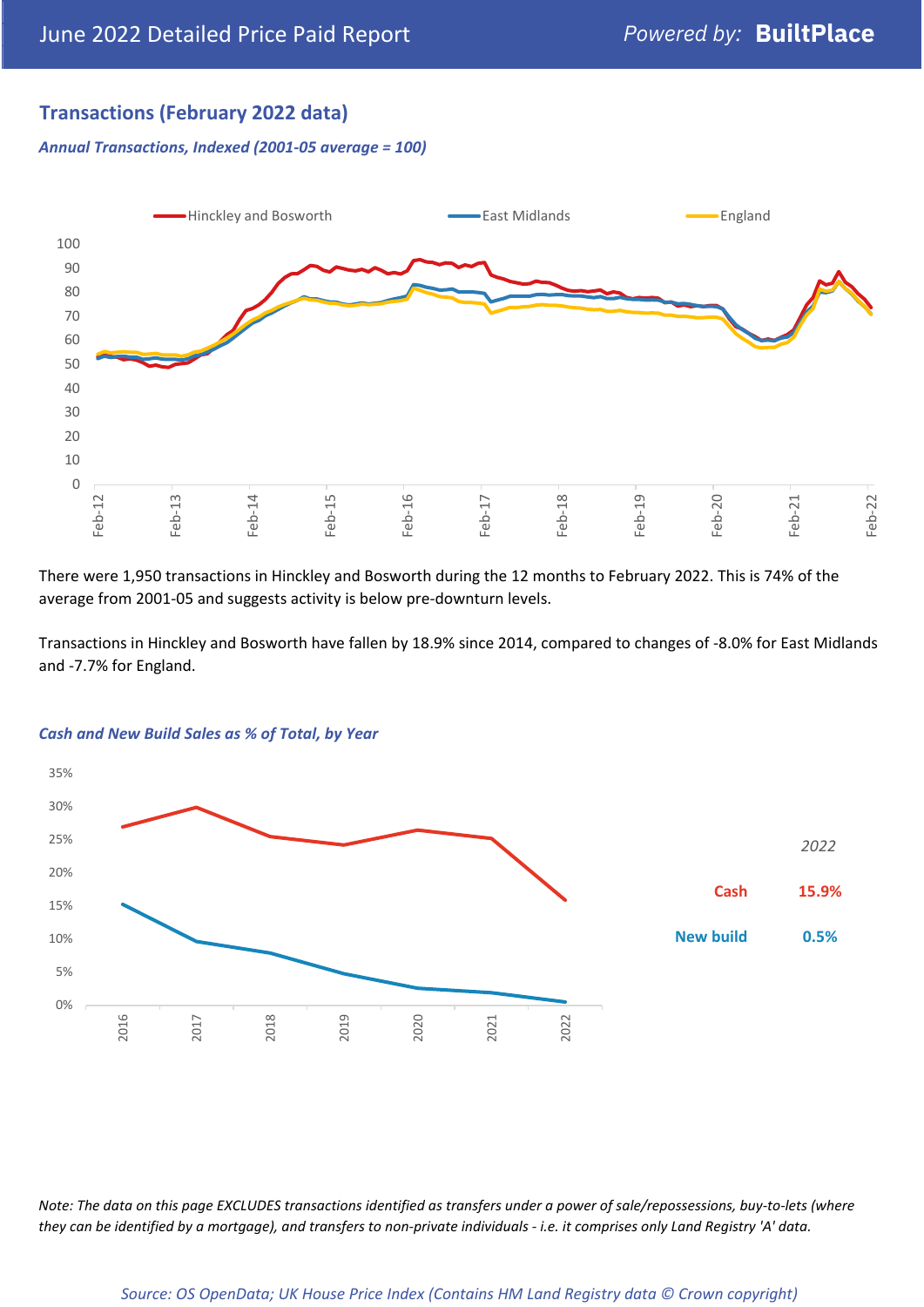## Transactions (February 2022 data)

*Annual Transactions, Indexed (2001-05 average = 100)*

There were 1,950 transactions in Hinckley and Bosworth during the 12 months to February 2022. This is 74% of the average from 2001-05 and suggests activity is below pre-downturn levels.

Transactions in Hinckley and Bosworth have fallen by 18.9% since 2014, compared to changes of -8.0% for East Midlands and -7.7% for England.

*Cash and New Build Sales as % of Total, by Year*

| 2022 | |
|---|---|
| Cash | 15.9% |
| New build | 0.5% |

*Note: The data on this page EXCLUDES transactions identified as transfers under a power of sale/repossessions, buy-to-lets (where they can be identified by a mortgage), and transfers to non-private individuals - i.e. it comprises only Land Registry 'A' data.*

*Source: OS OpenData; UK House Price Index (Contains HM Land Registry data © Crown copyright)*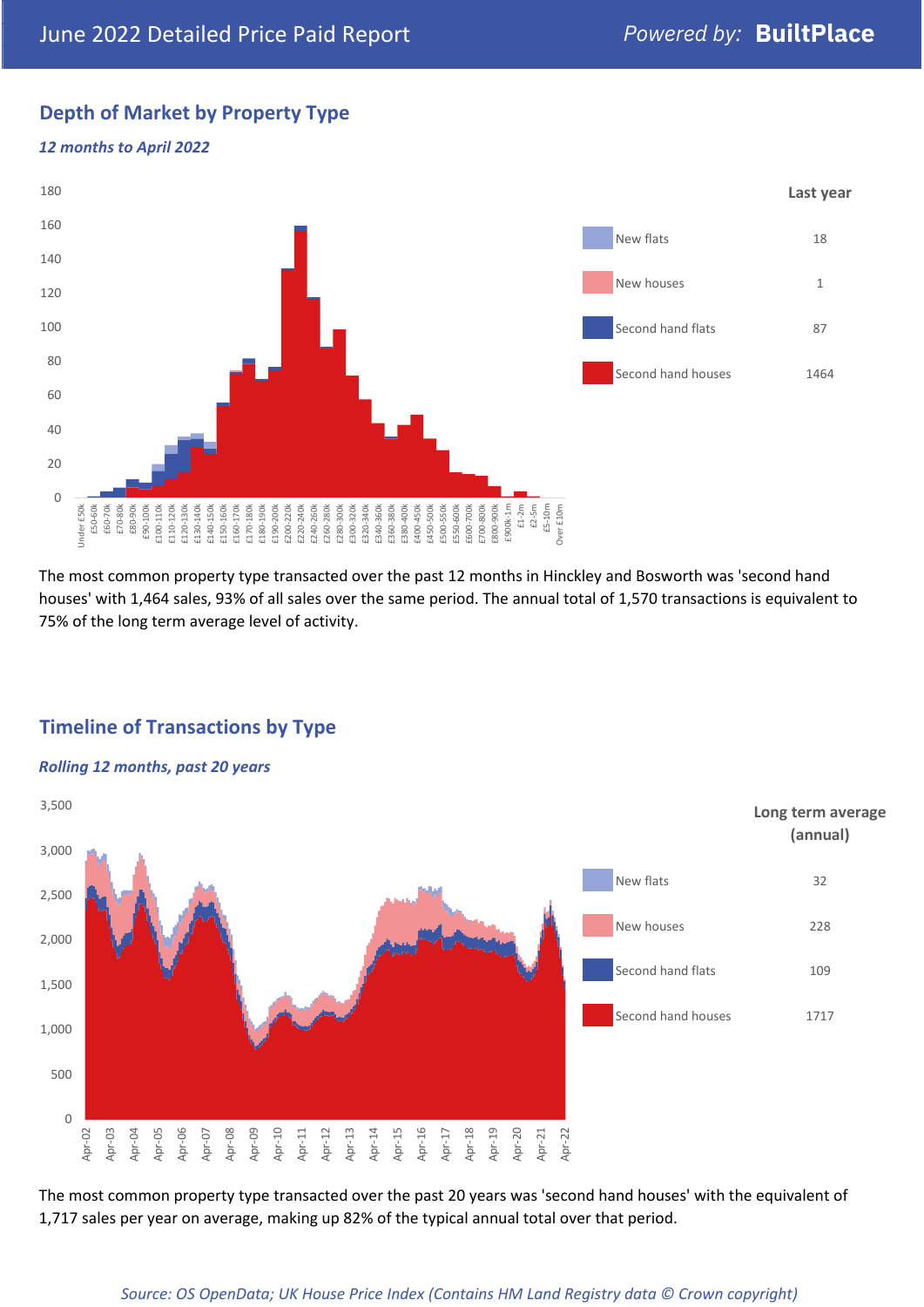June 2022 Detailed Price Paid Report

Powered by: **BuiltPlace**

## Depth of Market by Property Type

*12 months to April 2022*

180
160
140
120
100
80
60
40
20
0

Under £50k, £50-60k, £60-70k, £70-80k, £80-90k, £90-100k, £100-110k, £110-120k, £120-130k, £130-140k, £140-150k, £150-160k, £160-170k, £170-180k, £180-190k, £190-200k, £200-220k, £220-240k, £240-260k, £260-280k, £280-300k, £300-320k, £320-340k, £340-360k, £360-380k, £380-400k, £400-450k, £450-500k, £500-550k, £550-600k, £600-700k, £700-800k, £800-900k, £900k-1m, £1-2m, £2-5m, £5-10m, Over £10m

Last year

New flats 18

New houses 1

Second hand flats 87

Second hand houses 1464

The most common property type transacted over the past 12 months in Hinckley and Bosworth was 'second hand houses' with 1,464 sales, 93% of all sales over the same period. The annual total of 1,570 transactions is equivalent to 75% of the long term average level of activity.

## Timeline of Transactions by Type

*Rolling 12 months, past 20 years*

3,500
3,000
2,500
2,000
1,500
1,000
500
0

Apr-02, Apr-03, Apr-04, Apr-05, Apr-06, Apr-07, Apr-08, Apr-09, Apr-10, Apr-11, Apr-12, Apr-13, Apr-14, Apr-15, Apr-16, Apr-17, Apr-18, Apr-19, Apr-20, Apr-21, Apr-22

Long term average (annual)

New flats 32

New houses 228

Second hand flats 109

Second hand houses 1717

The most common property type transacted over the past 20 years was 'second hand houses' with the equivalent of 1,717 sales per year on average, making up 82% of the typical annual total over that period.

*Source: OS OpenData; UK House Price Index (Contains HM Land Registry data © Crown copyright)*